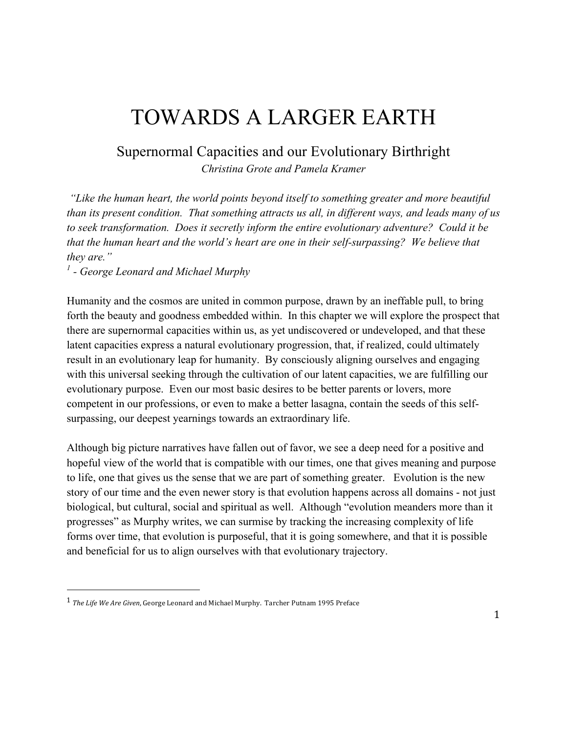# TOWARDS A LARGER EARTH

## Supernormal Capacities and our Evolutionary Birthright

*Christina Grote and Pamela Kramer*

*"Like the human heart, the world points beyond itself to something greater and more beautiful than its present condition. That something attracts us all, in different ways, and leads many of us to seek transformation. Does it secretly inform the entire evolutionary adventure? Could it be that the human heart and the world's heart are one in their self-surpassing? We believe that they are."*
[1] *- George Leonard and Michael Murphy*

Humanity and the cosmos are united in common purpose, drawn by an ineffable pull, to bring forth the beauty and goodness embedded within. In this chapter we will explore the prospect that there are supernormal capacities within us, as yet undiscovered or undeveloped, and that these latent capacities express a natural evolutionary progression, that, if realized, could ultimately result in an evolutionary leap for humanity. By consciously aligning ourselves and engaging with this universal seeking through the cultivation of our latent capacities, we are fulfilling our evolutionary purpose. Even our most basic desires to be better parents or lovers, more competent in our professions, or even to make a better lasagna, contain the seeds of this self-surpassing, our deepest yearnings towards an extraordinary life.

Although big picture narratives have fallen out of favor, we see a deep need for a positive and hopeful view of the world that is compatible with our times, one that gives meaning and purpose to life, one that gives us the sense that we are part of something greater. Evolution is the new story of our time and the even newer story is that evolution happens across all domains - not just biological, but cultural, social and spiritual as well. Although "evolution meanders more than it progresses" as Murphy writes, we can surmise by tracking the increasing complexity of life forms over time, that evolution is purposeful, that it is going somewhere, and that it is possible and beneficial for us to align ourselves with that evolutionary trajectory.

---

[1] *The Life We Are Given*, George Leonard and Michael Murphy. Tarcher Putnam 1995 Preface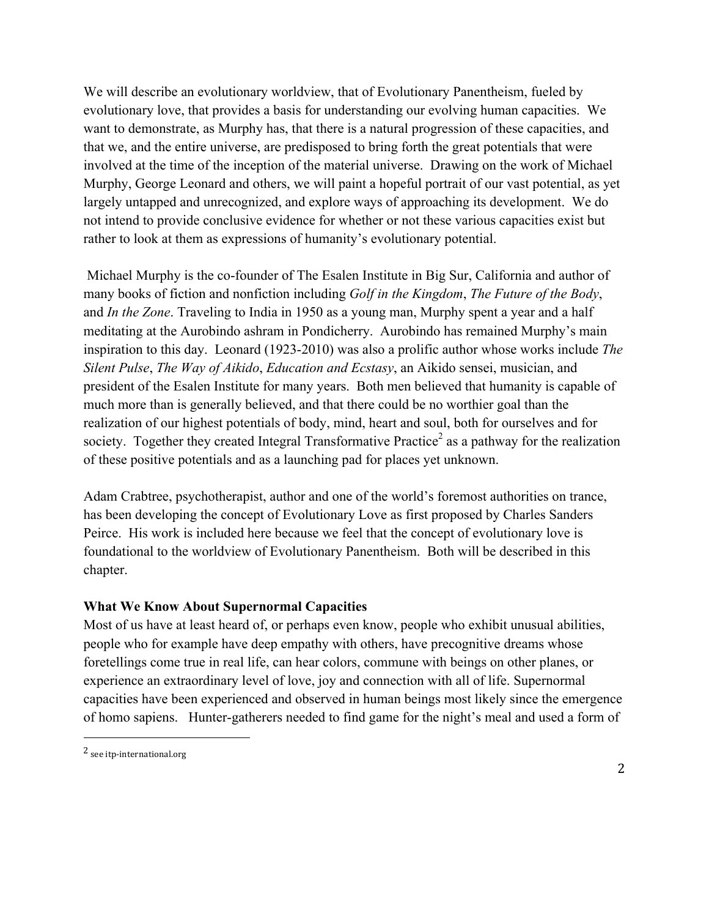We will describe an evolutionary worldview, that of Evolutionary Panentheism, fueled by evolutionary love, that provides a basis for understanding our evolving human capacities. We want to demonstrate, as Murphy has, that there is a natural progression of these capacities, and that we, and the entire universe, are predisposed to bring forth the great potentials that were involved at the time of the inception of the material universe. Drawing on the work of Michael Murphy, George Leonard and others, we will paint a hopeful portrait of our vast potential, as yet largely untapped and unrecognized, and explore ways of approaching its development. We do not intend to provide conclusive evidence for whether or not these various capacities exist but rather to look at them as expressions of humanity's evolutionary potential.

Michael Murphy is the co-founder of The Esalen Institute in Big Sur, California and author of many books of fiction and nonfiction including *Golf in the Kingdom*, *The Future of the Body*, and *In the Zone*. Traveling to India in 1950 as a young man, Murphy spent a year and a half meditating at the Aurobindo ashram in Pondicherry. Aurobindo has remained Murphy's main inspiration to this day. Leonard (1923-2010) was also a prolific author whose works include *The Silent Pulse*, *The Way of Aikido*, *Education and Ecstasy*, an Aikido sensei, musician, and president of the Esalen Institute for many years. Both men believed that humanity is capable of much more than is generally believed, and that there could be no worthier goal than the realization of our highest potentials of body, mind, heart and soul, both for ourselves and for society. Together they created Integral Transformative Practice[2] as a pathway for the realization of these positive potentials and as a launching pad for places yet unknown.

Adam Crabtree, psychotherapist, author and one of the world's foremost authorities on trance, has been developing the concept of Evolutionary Love as first proposed by Charles Sanders Peirce. His work is included here because we feel that the concept of evolutionary love is foundational to the worldview of Evolutionary Panentheism. Both will be described in this chapter.

### What We Know About Supernormal Capacities

Most of us have at least heard of, or perhaps even know, people who exhibit unusual abilities, people who for example have deep empathy with others, have precognitive dreams whose foretellings come true in real life, can hear colors, commune with beings on other planes, or experience an extraordinary level of love, joy and connection with all of life. Supernormal capacities have been experienced and observed in human beings most likely since the emergence of homo sapiens. Hunter-gatherers needed to find game for the night's meal and used a form of

---

[2] see itp-international.org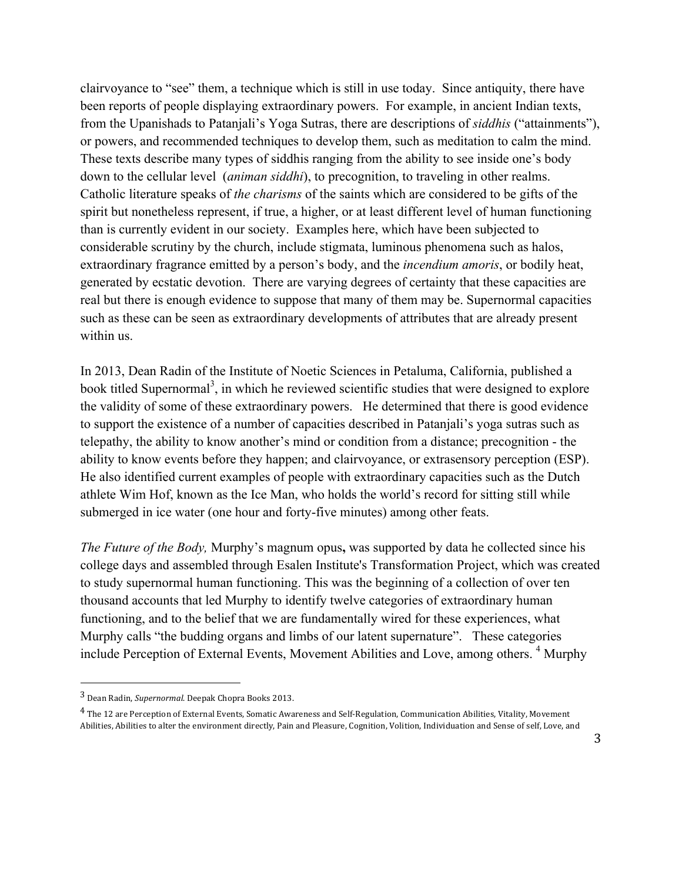clairvoyance to "see" them, a technique which is still in use today. Since antiquity, there have been reports of people displaying extraordinary powers. For example, in ancient Indian texts, from the Upanishads to Patanjali's Yoga Sutras, there are descriptions of *siddhis* ("attainments"), or powers, and recommended techniques to develop them, such as meditation to calm the mind. These texts describe many types of siddhis ranging from the ability to see inside one's body down to the cellular level (*animan siddhi*), to precognition, to traveling in other realms. Catholic literature speaks of *the charisms* of the saints which are considered to be gifts of the spirit but nonetheless represent, if true, a higher, or at least different level of human functioning than is currently evident in our society. Examples here, which have been subjected to considerable scrutiny by the church, include stigmata, luminous phenomena such as halos, extraordinary fragrance emitted by a person's body, and the *incendium amoris*, or bodily heat, generated by ecstatic devotion. There are varying degrees of certainty that these capacities are real but there is enough evidence to suppose that many of them may be. Supernormal capacities such as these can be seen as extraordinary developments of attributes that are already present within us.

In 2013, Dean Radin of the Institute of Noetic Sciences in Petaluma, California, published a book titled Supernormal[3], in which he reviewed scientific studies that were designed to explore the validity of some of these extraordinary powers. He determined that there is good evidence to support the existence of a number of capacities described in Patanjali's yoga sutras such as telepathy, the ability to know another's mind or condition from a distance; precognition - the ability to know events before they happen; and clairvoyance, or extrasensory perception (ESP). He also identified current examples of people with extraordinary capacities such as the Dutch athlete Wim Hof, known as the Ice Man, who holds the world's record for sitting still while submerged in ice water (one hour and forty-five minutes) among other feats.

*The Future of the Body,* Murphy's magnum opus**,** was supported by data he collected since his college days and assembled through Esalen Institute's Transformation Project, which was created to study supernormal human functioning. This was the beginning of a collection of over ten thousand accounts that led Murphy to identify twelve categories of extraordinary human functioning, and to the belief that we are fundamentally wired for these experiences, what Murphy calls "the budding organs and limbs of our latent supernature". These categories include Perception of External Events, Movement Abilities and Love, among others. [4] Murphy

---

[3] Dean Radin, *Supernormal.* Deepak Chopra Books 2013.

[4] The 12 are Perception of External Events, Somatic Awareness and Self-Regulation, Communication Abilities, Vitality, Movement Abilities, Abilities to alter the environment directly, Pain and Pleasure, Cognition, Volition, Individuation and Sense of self, Love, and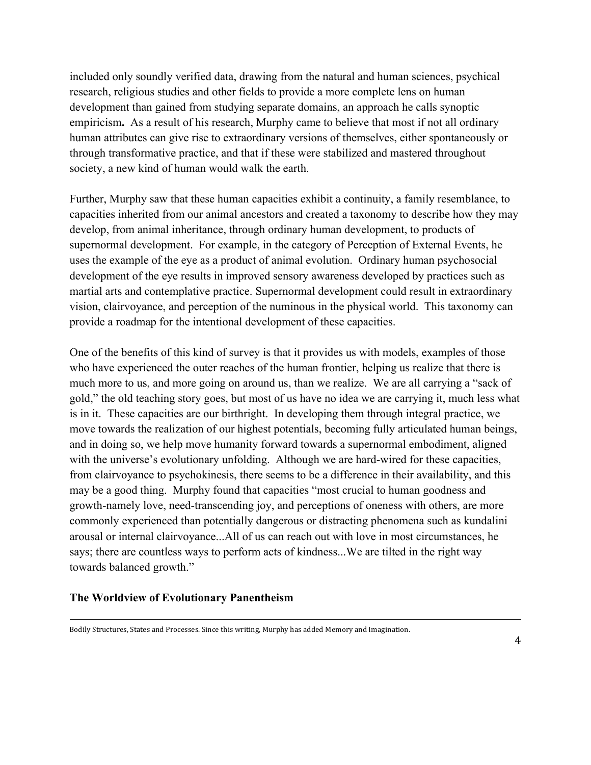included only soundly verified data, drawing from the natural and human sciences, psychical research, religious studies and other fields to provide a more complete lens on human development than gained from studying separate domains, an approach he calls synoptic empiricism**.** As a result of his research, Murphy came to believe that most if not all ordinary human attributes can give rise to extraordinary versions of themselves, either spontaneously or through transformative practice, and that if these were stabilized and mastered throughout society, a new kind of human would walk the earth.

Further, Murphy saw that these human capacities exhibit a continuity, a family resemblance, to capacities inherited from our animal ancestors and created a taxonomy to describe how they may develop, from animal inheritance, through ordinary human development, to products of supernormal development. For example, in the category of Perception of External Events, he uses the example of the eye as a product of animal evolution. Ordinary human psychosocial development of the eye results in improved sensory awareness developed by practices such as martial arts and contemplative practice. Supernormal development could result in extraordinary vision, clairvoyance, and perception of the numinous in the physical world. This taxonomy can provide a roadmap for the intentional development of these capacities.

One of the benefits of this kind of survey is that it provides us with models, examples of those who have experienced the outer reaches of the human frontier, helping us realize that there is much more to us, and more going on around us, than we realize. We are all carrying a "sack of gold," the old teaching story goes, but most of us have no idea we are carrying it, much less what is in it. These capacities are our birthright. In developing them through integral practice, we move towards the realization of our highest potentials, becoming fully articulated human beings, and in doing so, we help move humanity forward towards a supernormal embodiment, aligned with the universe's evolutionary unfolding. Although we are hard-wired for these capacities, from clairvoyance to psychokinesis, there seems to be a difference in their availability, and this may be a good thing. Murphy found that capacities "most crucial to human goodness and growth-namely love, need-transcending joy, and perceptions of oneness with others, are more commonly experienced than potentially dangerous or distracting phenomena such as kundalini arousal or internal clairvoyance...All of us can reach out with love in most circumstances, he says; there are countless ways to perform acts of kindness...We are tilted in the right way towards balanced growth."

## The Worldview of Evolutionary Panentheism

Bodily Structures, States and Processes. Since this writing, Murphy has added Memory and Imagination.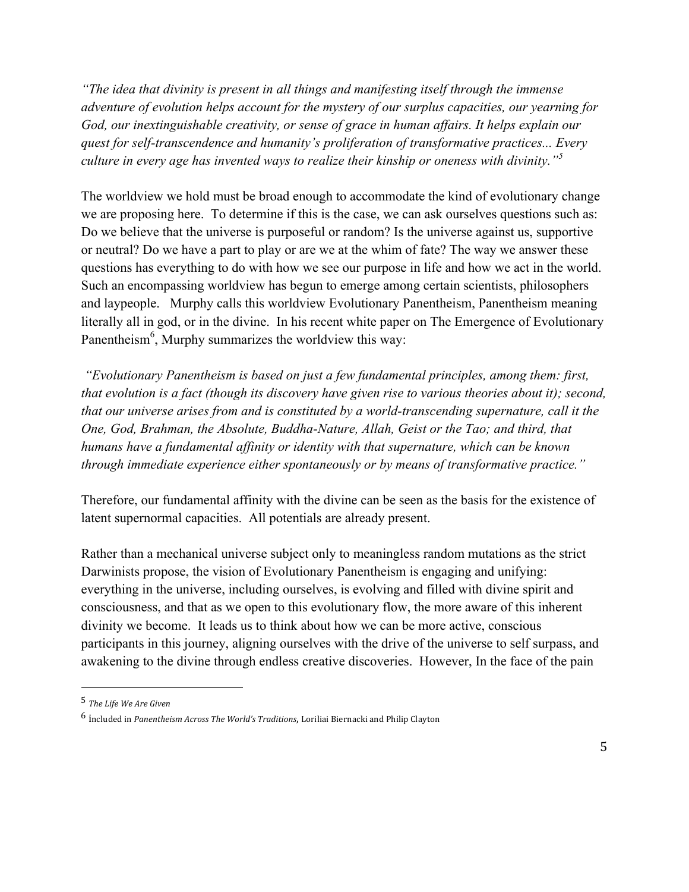*"The idea that divinity is present in all things and manifesting itself through the immense adventure of evolution helps account for the mystery of our surplus capacities, our yearning for God, our inextinguishable creativity, or sense of grace in human affairs. It helps explain our quest for self-transcendence and humanity's proliferation of transformative practices... Every culture in every age has invented ways to realize their kinship or oneness with divinity."*[5]

The worldview we hold must be broad enough to accommodate the kind of evolutionary change we are proposing here. To determine if this is the case, we can ask ourselves questions such as: Do we believe that the universe is purposeful or random? Is the universe against us, supportive or neutral? Do we have a part to play or are we at the whim of fate? The way we answer these questions has everything to do with how we see our purpose in life and how we act in the world. Such an encompassing worldview has begun to emerge among certain scientists, philosophers and laypeople. Murphy calls this worldview Evolutionary Panentheism, Panentheism meaning literally all in god, or in the divine. In his recent white paper on The Emergence of Evolutionary Panentheism[6], Murphy summarizes the worldview this way:

*"Evolutionary Panentheism is based on just a few fundamental principles, among them: first, that evolution is a fact (though its discovery have given rise to various theories about it); second, that our universe arises from and is constituted by a world-transcending supernature, call it the One, God, Brahman, the Absolute, Buddha-Nature, Allah, Geist or the Tao; and third, that humans have a fundamental affinity or identity with that supernature, which can be known through immediate experience either spontaneously or by means of transformative practice."*

Therefore, our fundamental affinity with the divine can be seen as the basis for the existence of latent supernormal capacities. All potentials are already present.

Rather than a mechanical universe subject only to meaningless random mutations as the strict Darwinists propose, the vision of Evolutionary Panentheism is engaging and unifying: everything in the universe, including ourselves, is evolving and filled with divine spirit and consciousness, and that as we open to this evolutionary flow, the more aware of this inherent divinity we become. It leads us to think about how we can be more active, conscious participants in this journey, aligning ourselves with the drive of the universe to self surpass, and awakening to the divine through endless creative discoveries. However, In the face of the pain

---

[5] *The Life We Are Given*

[6] Included in *Panentheism Across The World's Traditions*, Loriliai Biernacki and Philip Clayton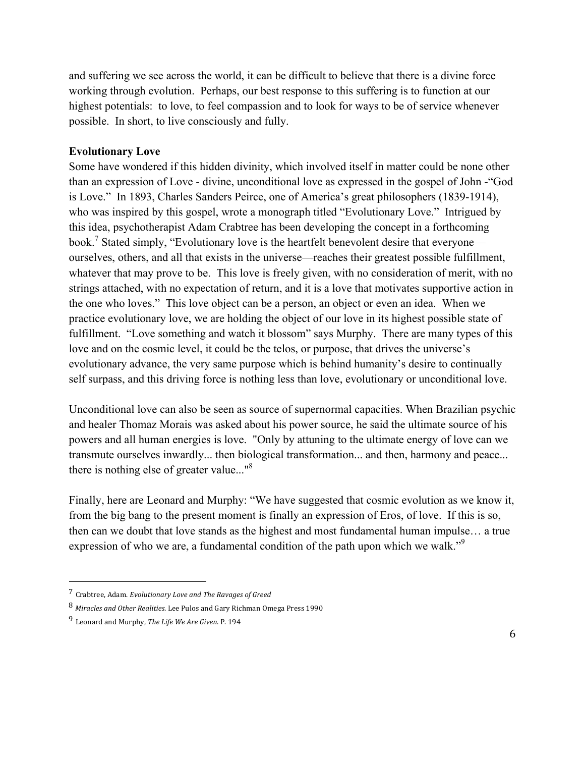and suffering we see across the world, it can be difficult to believe that there is a divine force working through evolution. Perhaps, our best response to this suffering is to function at our highest potentials: to love, to feel compassion and to look for ways to be of service whenever possible. In short, to live consciously and fully.

**Evolutionary Love**

Some have wondered if this hidden divinity, which involved itself in matter could be none other than an expression of Love - divine, unconditional love as expressed in the gospel of John -"God is Love." In 1893, Charles Sanders Peirce, one of America's great philosophers (1839-1914), who was inspired by this gospel, wrote a monograph titled "Evolutionary Love." Intrigued by this idea, psychotherapist Adam Crabtree has been developing the concept in a forthcoming book.[7] Stated simply, "Evolutionary love is the heartfelt benevolent desire that everyone—ourselves, others, and all that exists in the universe—reaches their greatest possible fulfillment, whatever that may prove to be. This love is freely given, with no consideration of merit, with no strings attached, with no expectation of return, and it is a love that motivates supportive action in the one who loves." This love object can be a person, an object or even an idea. When we practice evolutionary love, we are holding the object of our love in its highest possible state of fulfillment. "Love something and watch it blossom" says Murphy. There are many types of this love and on the cosmic level, it could be the telos, or purpose, that drives the universe's evolutionary advance, the very same purpose which is behind humanity's desire to continually self surpass, and this driving force is nothing less than love, evolutionary or unconditional love.

Unconditional love can also be seen as source of supernormal capacities. When Brazilian psychic and healer Thomaz Morais was asked about his power source, he said the ultimate source of his powers and all human energies is love. "Only by attuning to the ultimate energy of love can we transmute ourselves inwardly... then biological transformation... and then, harmony and peace... there is nothing else of greater value..."[8]

Finally, here are Leonard and Murphy: "We have suggested that cosmic evolution as we know it, from the big bang to the present moment is finally an expression of Eros, of love. If this is so, then can we doubt that love stands as the highest and most fundamental human impulse… a true expression of who we are, a fundamental condition of the path upon which we walk."[9]

---

[7] Crabtree, Adam. *Evolutionary Love and The Ravages of Greed*

[8] *Miracles and Other Realities*. Lee Pulos and Gary Richman Omega Press 1990

[9] Leonard and Murphy, *The Life We Are Given*. P. 194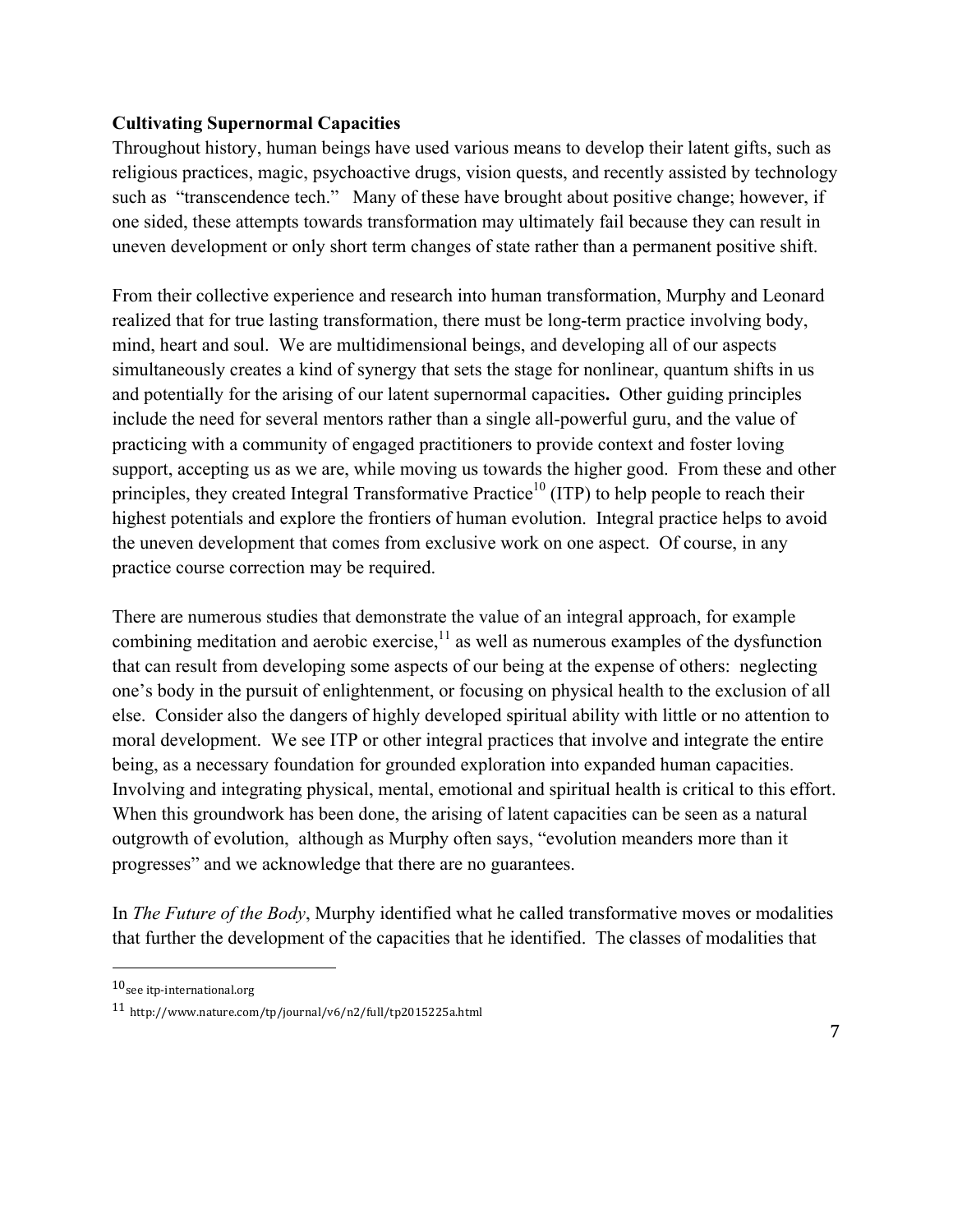## Cultivating Supernormal Capacities

Throughout history, human beings have used various means to develop their latent gifts, such as religious practices, magic, psychoactive drugs, vision quests, and recently assisted by technology such as "transcendence tech." Many of these have brought about positive change; however, if one sided, these attempts towards transformation may ultimately fail because they can result in uneven development or only short term changes of state rather than a permanent positive shift.

From their collective experience and research into human transformation, Murphy and Leonard realized that for true lasting transformation, there must be long-term practice involving body, mind, heart and soul. We are multidimensional beings, and developing all of our aspects simultaneously creates a kind of synergy that sets the stage for nonlinear, quantum shifts in us and potentially for the arising of our latent supernormal capacities**.** Other guiding principles include the need for several mentors rather than a single all-powerful guru, and the value of practicing with a community of engaged practitioners to provide context and foster loving support, accepting us as we are, while moving us towards the higher good. From these and other principles, they created Integral Transformative Practice[10] (ITP) to help people to reach their highest potentials and explore the frontiers of human evolution. Integral practice helps to avoid the uneven development that comes from exclusive work on one aspect. Of course, in any practice course correction may be required.

There are numerous studies that demonstrate the value of an integral approach, for example combining meditation and aerobic exercise,[11] as well as numerous examples of the dysfunction that can result from developing some aspects of our being at the expense of others: neglecting one's body in the pursuit of enlightenment, or focusing on physical health to the exclusion of all else. Consider also the dangers of highly developed spiritual ability with little or no attention to moral development. We see ITP or other integral practices that involve and integrate the entire being, as a necessary foundation for grounded exploration into expanded human capacities. Involving and integrating physical, mental, emotional and spiritual health is critical to this effort. When this groundwork has been done, the arising of latent capacities can be seen as a natural outgrowth of evolution, although as Murphy often says, "evolution meanders more than it progresses" and we acknowledge that there are no guarantees.

In *The Future of the Body*, Murphy identified what he called transformative moves or modalities that further the development of the capacities that he identified. The classes of modalities that

---

[10] see itp-international.org

[11] http://www.nature.com/tp/journal/v6/n2/full/tp2015225a.html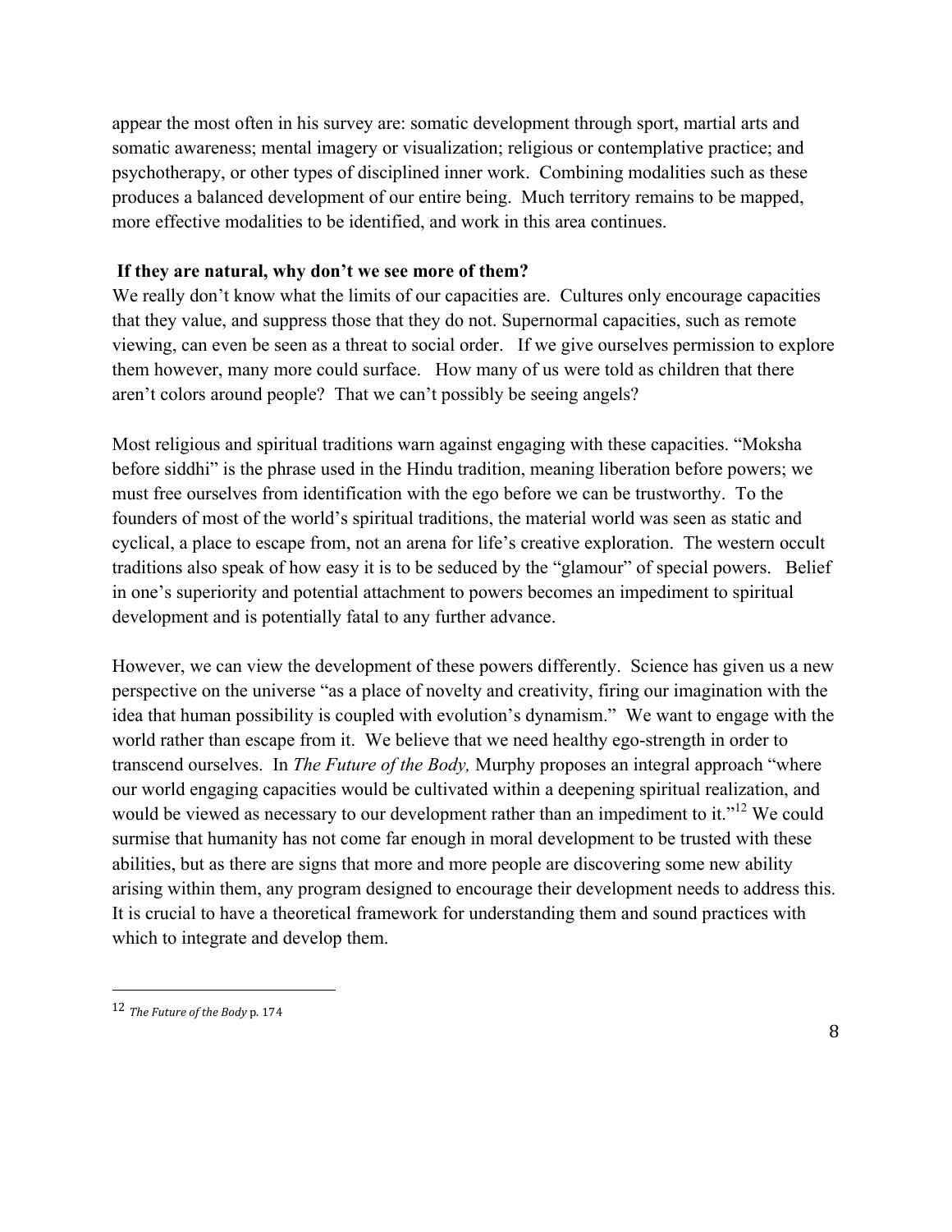appear the most often in his survey are: somatic development through sport, martial arts and somatic awareness; mental imagery or visualization; religious or contemplative practice; and psychotherapy, or other types of disciplined inner work. Combining modalities such as these produces a balanced development of our entire being. Much territory remains to be mapped, more effective modalities to be identified, and work in this area continues.

**If they are natural, why don't we see more of them?**

We really don't know what the limits of our capacities are. Cultures only encourage capacities that they value, and suppress those that they do not. Supernormal capacities, such as remote viewing, can even be seen as a threat to social order. If we give ourselves permission to explore them however, many more could surface. How many of us were told as children that there aren't colors around people? That we can't possibly be seeing angels?

Most religious and spiritual traditions warn against engaging with these capacities. "Moksha before siddhi" is the phrase used in the Hindu tradition, meaning liberation before powers; we must free ourselves from identification with the ego before we can be trustworthy. To the founders of most of the world's spiritual traditions, the material world was seen as static and cyclical, a place to escape from, not an arena for life's creative exploration. The western occult traditions also speak of how easy it is to be seduced by the "glamour" of special powers. Belief in one's superiority and potential attachment to powers becomes an impediment to spiritual development and is potentially fatal to any further advance.

However, we can view the development of these powers differently. Science has given us a new perspective on the universe "as a place of novelty and creativity, firing our imagination with the idea that human possibility is coupled with evolution's dynamism." We want to engage with the world rather than escape from it. We believe that we need healthy ego-strength in order to transcend ourselves. In *The Future of the Body,* Murphy proposes an integral approach "where our world engaging capacities would be cultivated within a deepening spiritual realization, and would be viewed as necessary to our development rather than an impediment to it."[12] We could surmise that humanity has not come far enough in moral development to be trusted with these abilities, but as there are signs that more and more people are discovering some new ability arising within them, any program designed to encourage their development needs to address this. It is crucial to have a theoretical framework for understanding them and sound practices with which to integrate and develop them.

---

[12] *The Future of the Body* p. 174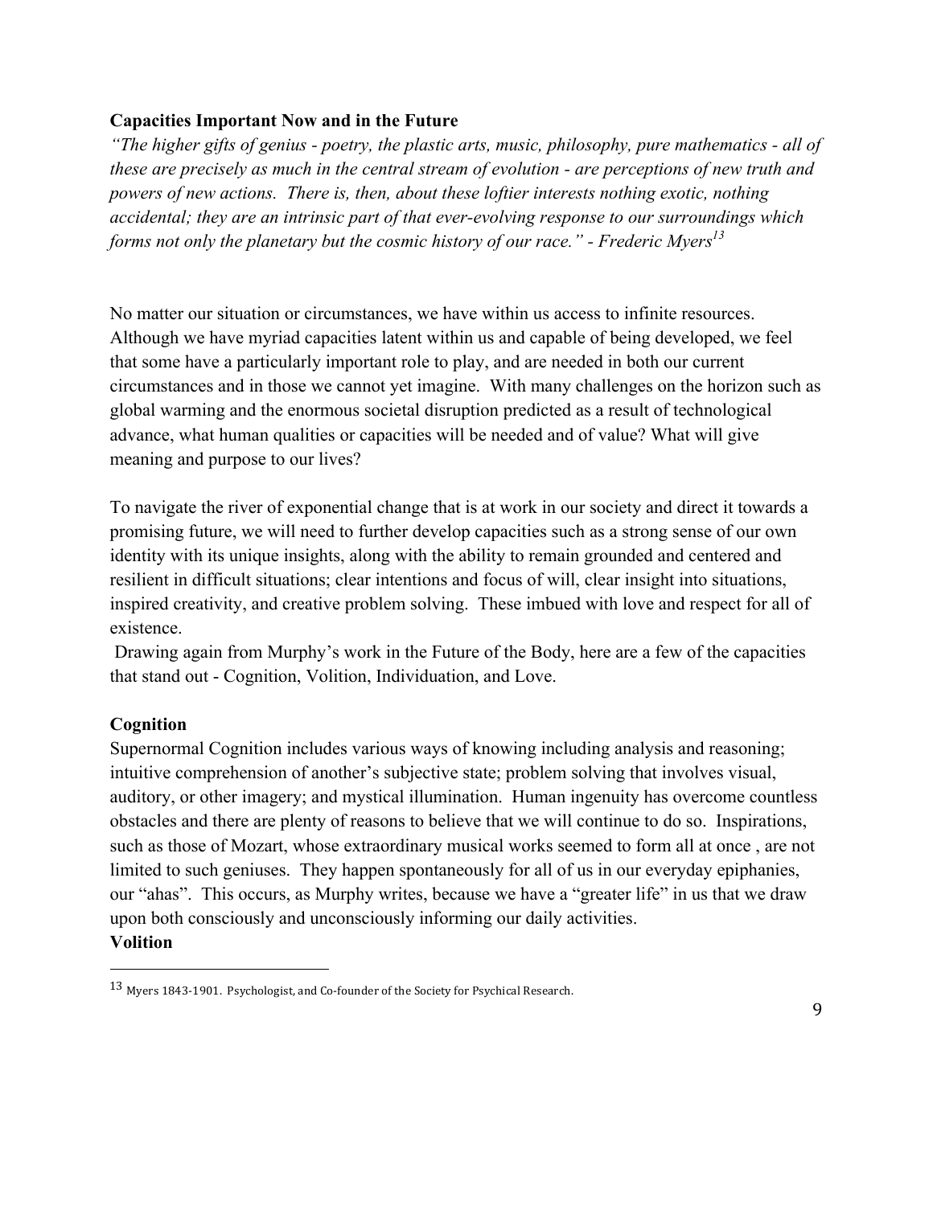**Capacities Important Now and in the Future**

*"The higher gifts of genius - poetry, the plastic arts, music, philosophy, pure mathematics - all of these are precisely as much in the central stream of evolution - are perceptions of new truth and powers of new actions. There is, then, about these loftier interests nothing exotic, nothing accidental; they are an intrinsic part of that ever-evolving response to our surroundings which forms not only the planetary but the cosmic history of our race." - Frederic Myers*[13]

No matter our situation or circumstances, we have within us access to infinite resources. Although we have myriad capacities latent within us and capable of being developed, we feel that some have a particularly important role to play, and are needed in both our current circumstances and in those we cannot yet imagine. With many challenges on the horizon such as global warming and the enormous societal disruption predicted as a result of technological advance, what human qualities or capacities will be needed and of value? What will give meaning and purpose to our lives?

To navigate the river of exponential change that is at work in our society and direct it towards a promising future, we will need to further develop capacities such as a strong sense of our own identity with its unique insights, along with the ability to remain grounded and centered and resilient in difficult situations; clear intentions and focus of will, clear insight into situations, inspired creativity, and creative problem solving. These imbued with love and respect for all of existence.

Drawing again from Murphy's work in the Future of the Body, here are a few of the capacities that stand out - Cognition, Volition, Individuation, and Love.

**Cognition**

Supernormal Cognition includes various ways of knowing including analysis and reasoning; intuitive comprehension of another's subjective state; problem solving that involves visual, auditory, or other imagery; and mystical illumination. Human ingenuity has overcome countless obstacles and there are plenty of reasons to believe that we will continue to do so. Inspirations, such as those of Mozart, whose extraordinary musical works seemed to form all at once , are not limited to such geniuses. They happen spontaneously for all of us in our everyday epiphanies, our "ahas". This occurs, as Murphy writes, because we have a "greater life" in us that we draw upon both consciously and unconsciously informing our daily activities.

**Volition**

[13] Myers 1843-1901. Psychologist, and Co-founder of the Society for Psychical Research.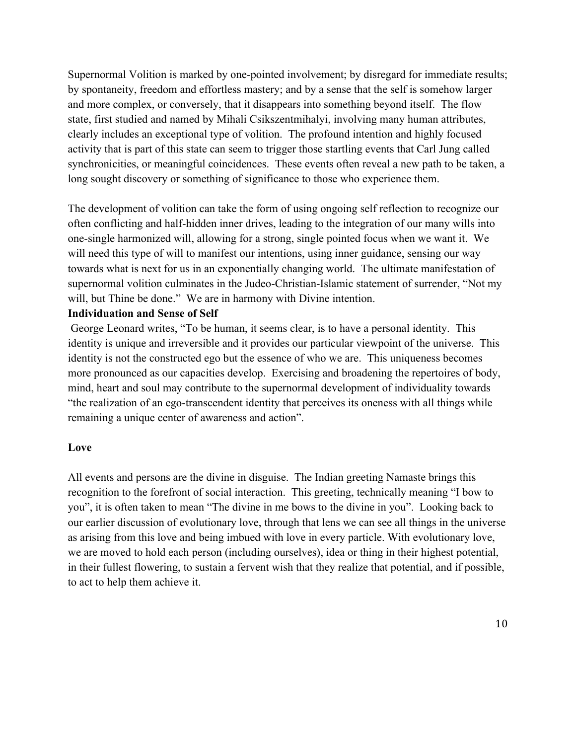Supernormal Volition is marked by one-pointed involvement; by disregard for immediate results; by spontaneity, freedom and effortless mastery; and by a sense that the self is somehow larger and more complex, or conversely, that it disappears into something beyond itself. The flow state, first studied and named by Mihali Csikszentmihalyi, involving many human attributes, clearly includes an exceptional type of volition. The profound intention and highly focused activity that is part of this state can seem to trigger those startling events that Carl Jung called synchronicities, or meaningful coincidences. These events often reveal a new path to be taken, a long sought discovery or something of significance to those who experience them.

The development of volition can take the form of using ongoing self reflection to recognize our often conflicting and half-hidden inner drives, leading to the integration of our many wills into one-single harmonized will, allowing for a strong, single pointed focus when we want it. We will need this type of will to manifest our intentions, using inner guidance, sensing our way towards what is next for us in an exponentially changing world. The ultimate manifestation of supernormal volition culminates in the Judeo-Christian-Islamic statement of surrender, "Not my will, but Thine be done." We are in harmony with Divine intention.

**Individuation and Sense of Self**

George Leonard writes, "To be human, it seems clear, is to have a personal identity. This identity is unique and irreversible and it provides our particular viewpoint of the universe. This identity is not the constructed ego but the essence of who we are. This uniqueness becomes more pronounced as our capacities develop. Exercising and broadening the repertoires of body, mind, heart and soul may contribute to the supernormal development of individuality towards "the realization of an ego-transcendent identity that perceives its oneness with all things while remaining a unique center of awareness and action".

**Love**

All events and persons are the divine in disguise. The Indian greeting Namaste brings this recognition to the forefront of social interaction. This greeting, technically meaning "I bow to you", it is often taken to mean "The divine in me bows to the divine in you". Looking back to our earlier discussion of evolutionary love, through that lens we can see all things in the universe as arising from this love and being imbued with love in every particle. With evolutionary love, we are moved to hold each person (including ourselves), idea or thing in their highest potential, in their fullest flowering, to sustain a fervent wish that they realize that potential, and if possible, to act to help them achieve it.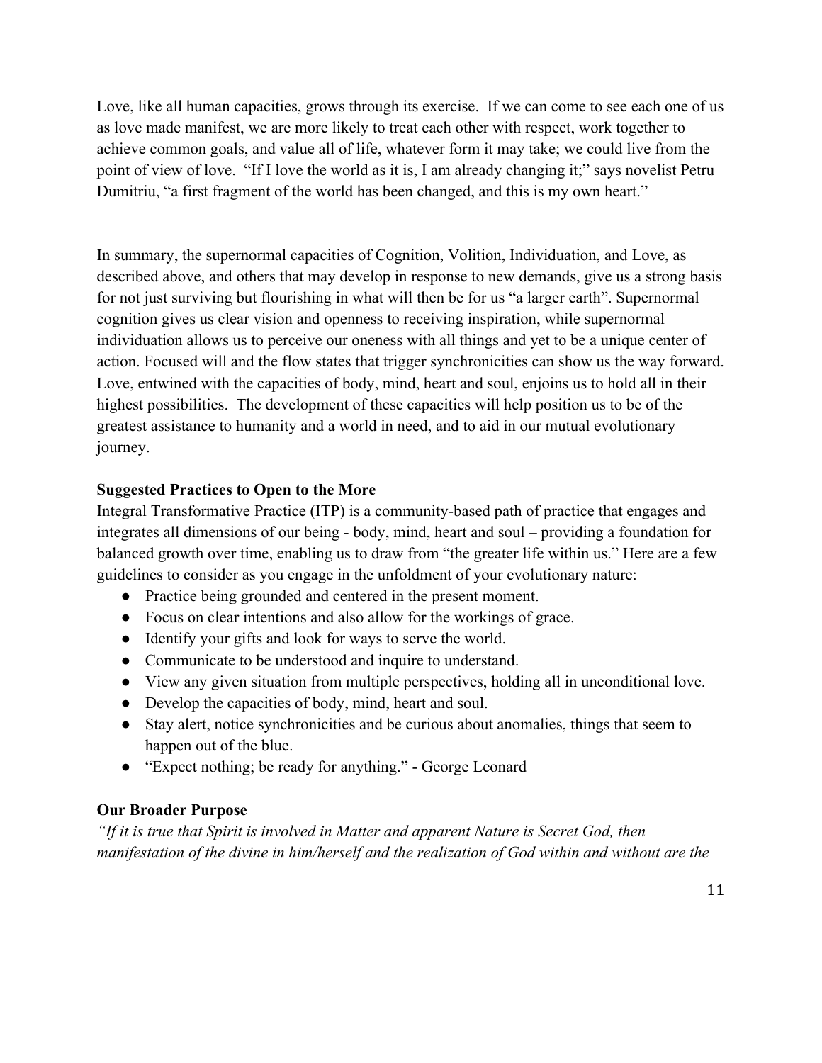Love, like all human capacities, grows through its exercise. If we can come to see each one of us as love made manifest, we are more likely to treat each other with respect, work together to achieve common goals, and value all of life, whatever form it may take; we could live from the point of view of love. "If I love the world as it is, I am already changing it;" says novelist Petru Dumitriu, "a first fragment of the world has been changed, and this is my own heart."

In summary, the supernormal capacities of Cognition, Volition, Individuation, and Love, as described above, and others that may develop in response to new demands, give us a strong basis for not just surviving but flourishing in what will then be for us "a larger earth". Supernormal cognition gives us clear vision and openness to receiving inspiration, while supernormal individuation allows us to perceive our oneness with all things and yet to be a unique center of action. Focused will and the flow states that trigger synchronicities can show us the way forward. Love, entwined with the capacities of body, mind, heart and soul, enjoins us to hold all in their highest possibilities. The development of these capacities will help position us to be of the greatest assistance to humanity and a world in need, and to aid in our mutual evolutionary journey.

**Suggested Practices to Open to the More**

Integral Transformative Practice (ITP) is a community-based path of practice that engages and integrates all dimensions of our being - body, mind, heart and soul – providing a foundation for balanced growth over time, enabling us to draw from "the greater life within us." Here are a few guidelines to consider as you engage in the unfoldment of your evolutionary nature:

- Practice being grounded and centered in the present moment.
- Focus on clear intentions and also allow for the workings of grace.
- Identify your gifts and look for ways to serve the world.
- Communicate to be understood and inquire to understand.
- View any given situation from multiple perspectives, holding all in unconditional love.
- Develop the capacities of body, mind, heart and soul.
- Stay alert, notice synchronicities and be curious about anomalies, things that seem to happen out of the blue.
- "Expect nothing; be ready for anything." - George Leonard

**Our Broader Purpose**

*"If it is true that Spirit is involved in Matter and apparent Nature is Secret God, then manifestation of the divine in him/herself and the realization of God within and without are the*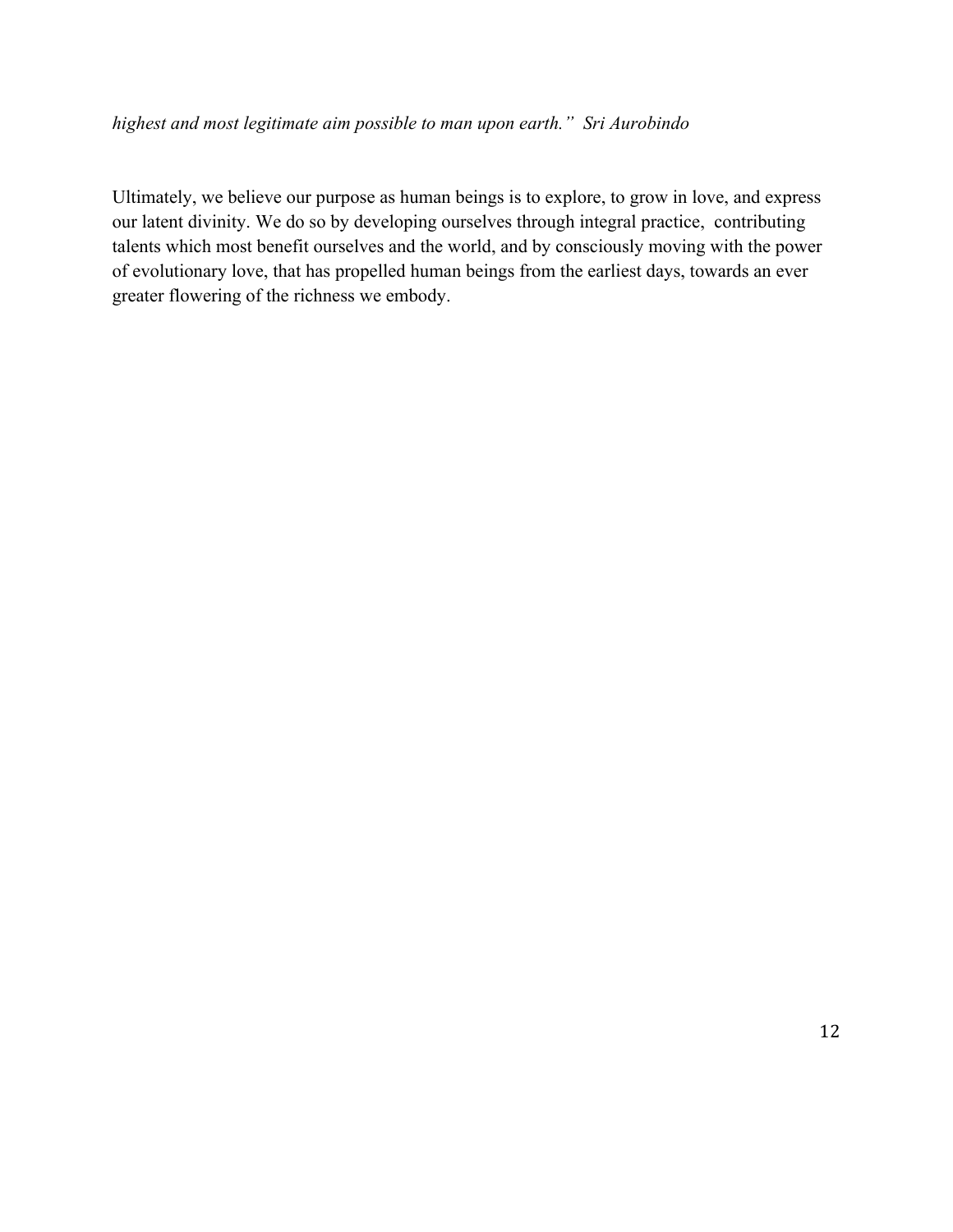*highest and most legitimate aim possible to man upon earth." Sri Aurobindo*

Ultimately, we believe our purpose as human beings is to explore, to grow in love, and express our latent divinity. We do so by developing ourselves through integral practice, contributing talents which most benefit ourselves and the world, and by consciously moving with the power of evolutionary love, that has propelled human beings from the earliest days, towards an ever greater flowering of the richness we embody.